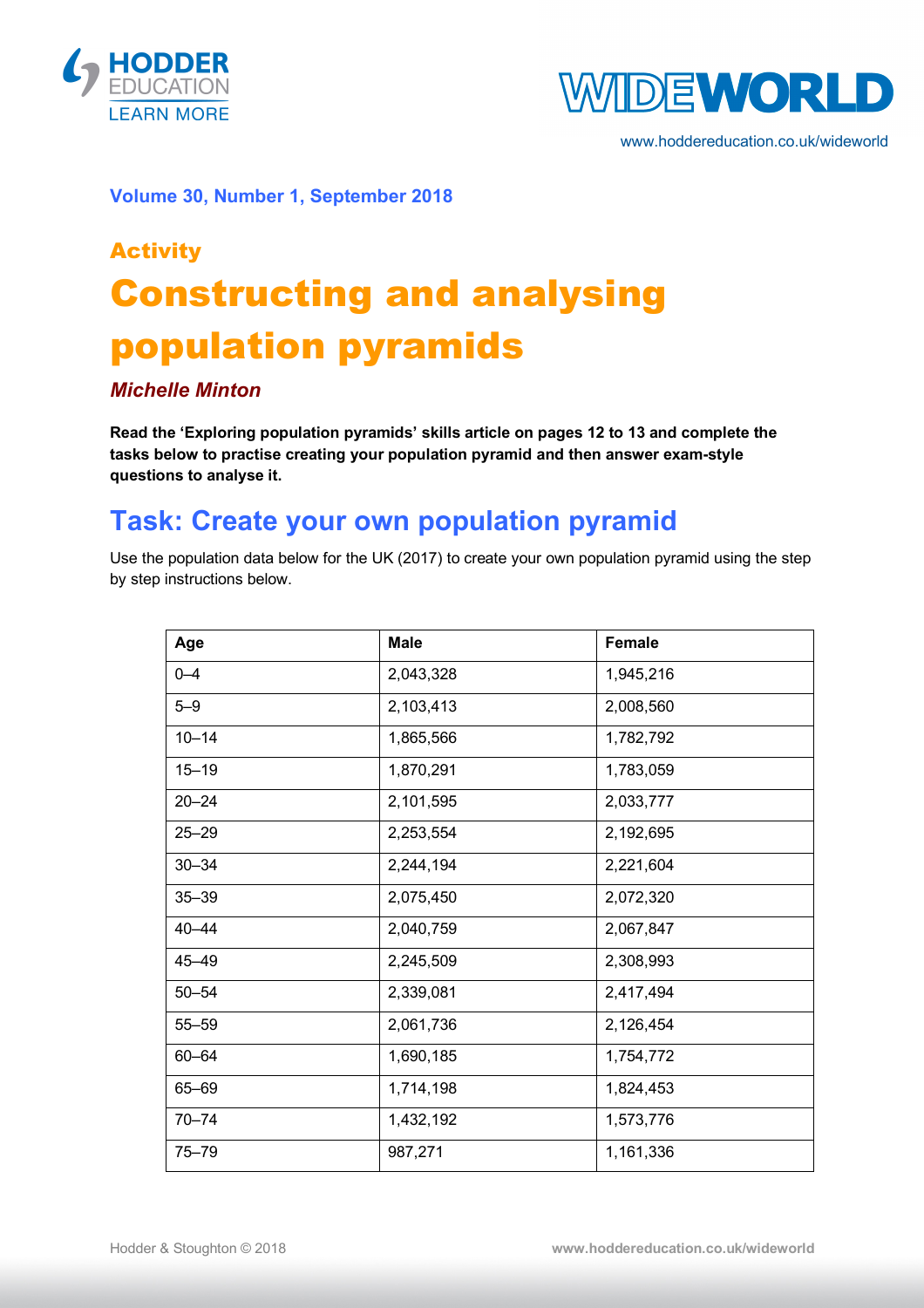**Volume 30, Number 1, September 2018**

## Activity

# Constructing and analysing population pyramids

***Michelle Minton***

**Read the 'Exploring population pyramids' skills article on pages 12 to 13 and complete the tasks below to practise creating your population pyramid and then answer exam-style questions to analyse it.**

## Task: Create your own population pyramid

Use the population data below for the UK (2017) to create your own population pyramid using the step by step instructions below.

| Age | Male | Female |
|---|---|---|
| 0–4 | 2,043,328 | 1,945,216 |
| 5–9 | 2,103,413 | 2,008,560 |
| 10–14 | 1,865,566 | 1,782,792 |
| 15–19 | 1,870,291 | 1,783,059 |
| 20–24 | 2,101,595 | 2,033,777 |
| 25–29 | 2,253,554 | 2,192,695 |
| 30–34 | 2,244,194 | 2,221,604 |
| 35–39 | 2,075,450 | 2,072,320 |
| 40–44 | 2,040,759 | 2,067,847 |
| 45–49 | 2,245,509 | 2,308,993 |
| 50–54 | 2,339,081 | 2,417,494 |
| 55–59 | 2,061,736 | 2,126,454 |
| 60–64 | 1,690,185 | 1,754,772 |
| 65–69 | 1,714,198 | 1,824,453 |
| 70–74 | 1,432,192 | 1,573,776 |
| 75–79 | 987,271 | 1,161,336 |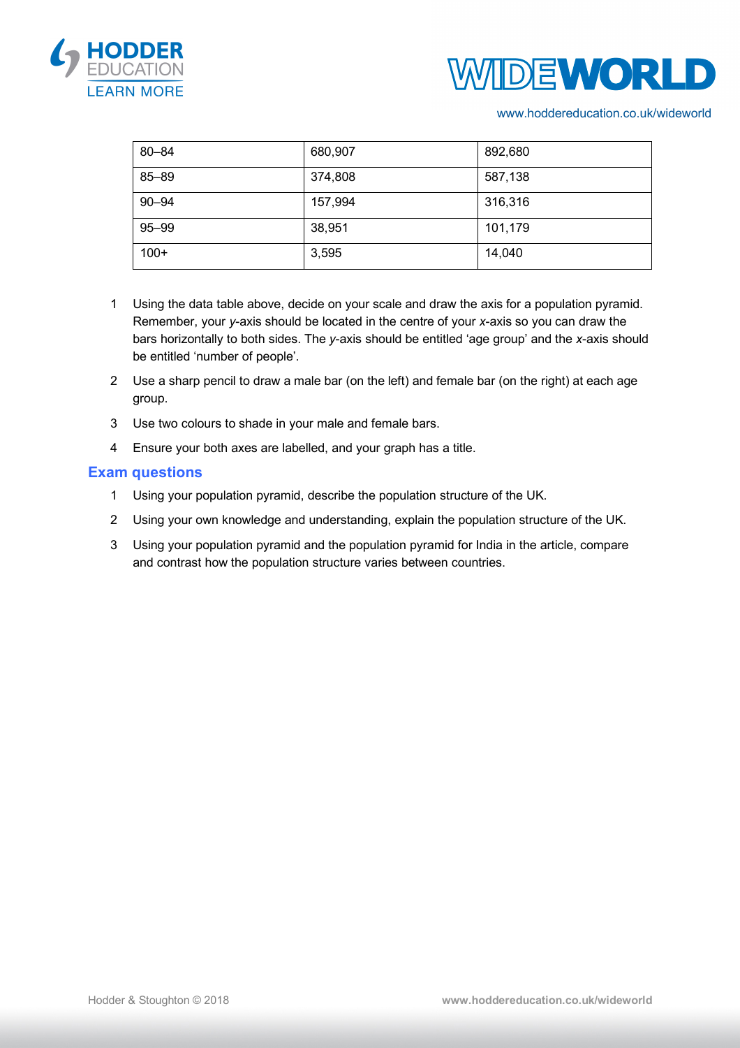| 80–84 | 680,907 | 892,680 |
| --- | --- | --- |
| 85–89 | 374,808 | 587,138 |
| 90–94 | 157,994 | 316,316 |
| 95–99 | 38,951 | 101,179 |
| 100+ | 3,595 | 14,040 |

1. Using the data table above, decide on your scale and draw the axis for a population pyramid. Remember, your *y*-axis should be located in the centre of your *x*-axis so you can draw the bars horizontally to both sides. The *y*-axis should be entitled 'age group' and the *x*-axis should be entitled 'number of people'.
2. Use a sharp pencil to draw a male bar (on the left) and female bar (on the right) at each age group.
3. Use two colours to shade in your male and female bars.
4. Ensure your both axes are labelled, and your graph has a title.

## Exam questions

1. Using your population pyramid, describe the population structure of the UK.
2. Using your own knowledge and understanding, explain the population structure of the UK.
3. Using your population pyramid and the population pyramid for India in the article, compare and contrast how the population structure varies between countries.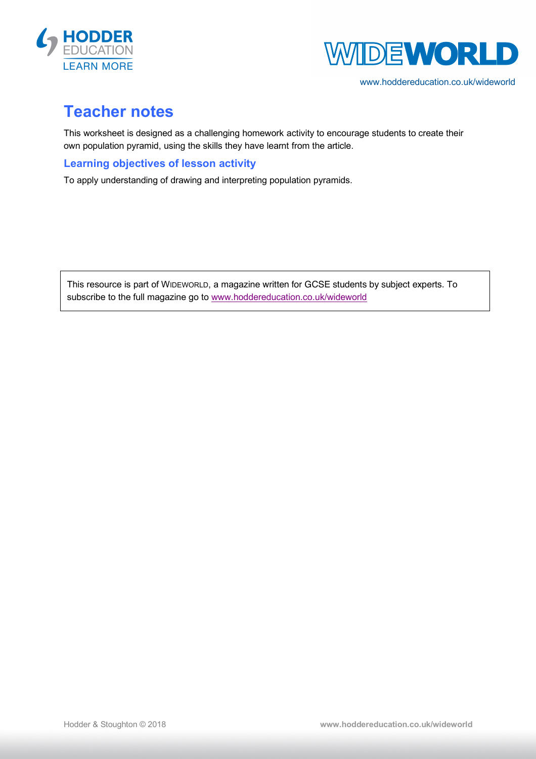# Teacher notes

This worksheet is designed as a challenging homework activity to encourage students to create their own population pyramid, using the skills they have learnt from the article.

## Learning objectives of lesson activity

To apply understanding of drawing and interpreting population pyramids.

This resource is part of WIDEWORLD, a magazine written for GCSE students by subject experts. To subscribe to the full magazine go to www.hoddereducation.co.uk/wideworld